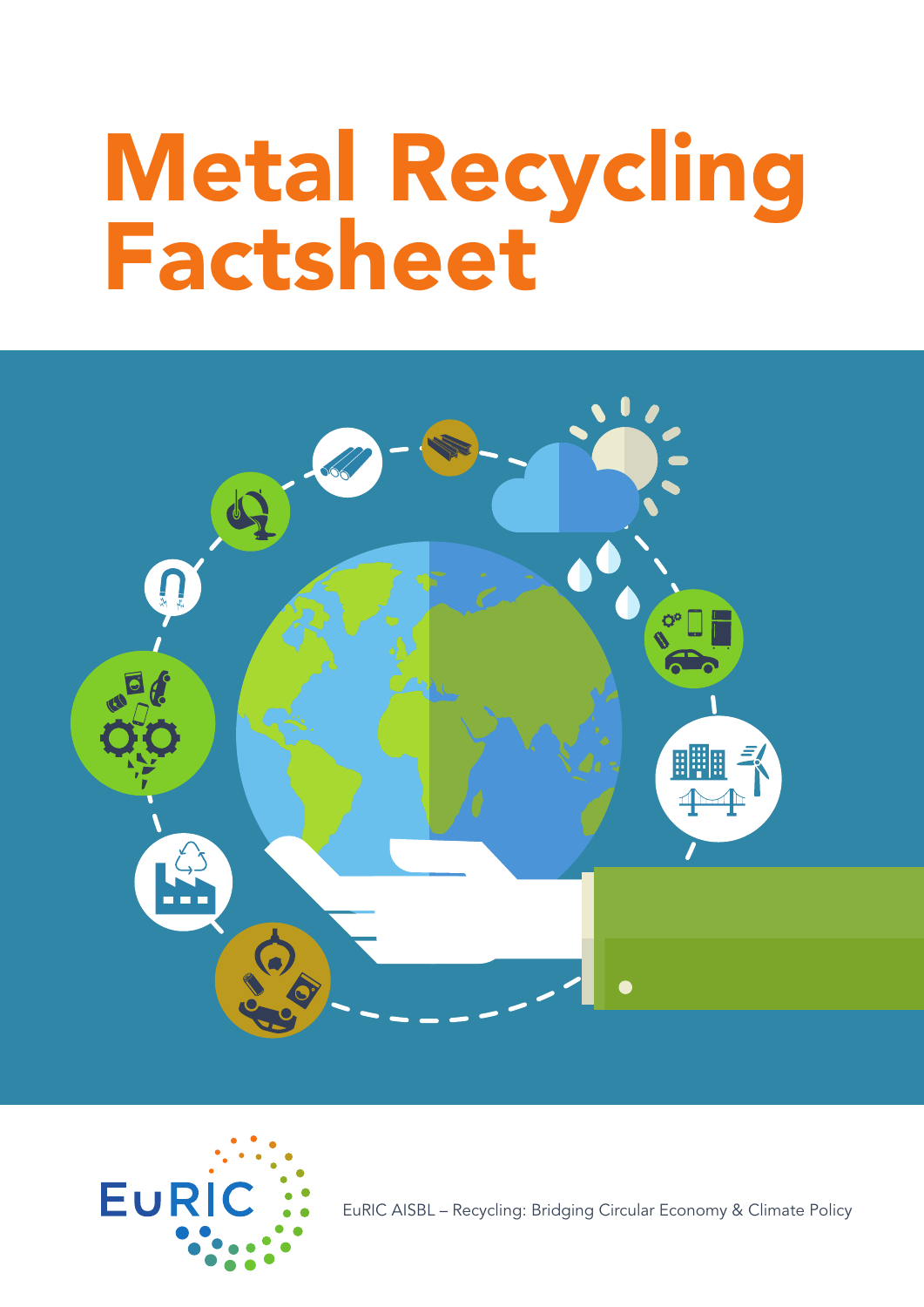# Metal Recycling Factsheet

EuRIC

EuRIC AISBL – Recycling: Bridging Circular Economy & Climate Policy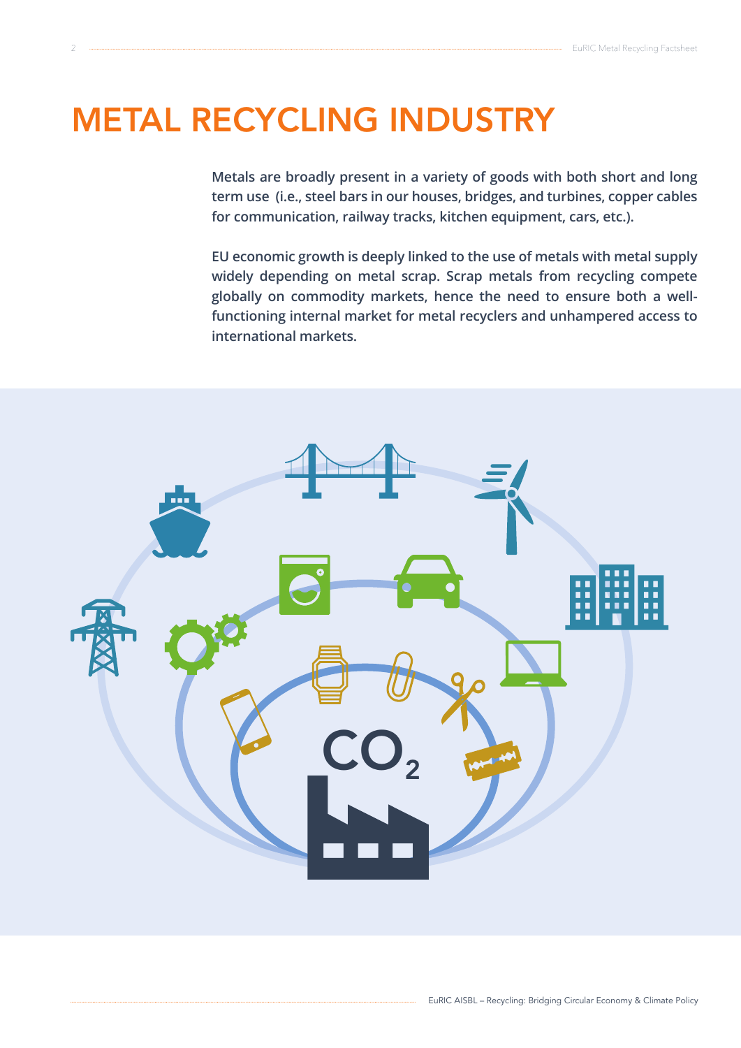# METAL RECYCLING INDUSTRY

**Metals are broadly present in a variety of goods with both short and long term use (i.e., steel bars in our houses, bridges, and turbines, copper cables for communication, railway tracks, kitchen equipment, cars, etc.).**

**EU economic growth is deeply linked to the use of metals with metal supply widely depending on metal scrap. Scrap metals from recycling compete globally on commodity markets, hence the need to ensure both a well-functioning internal market for metal recyclers and unhampered access to international markets.**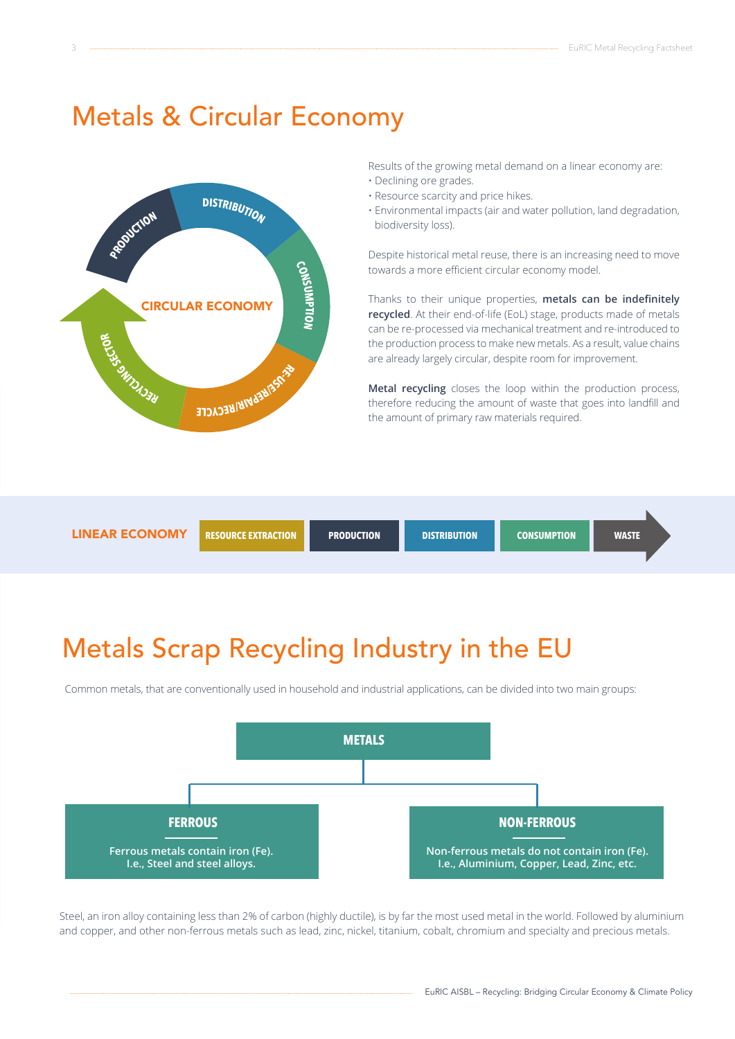# Metals & Circular Economy

CIRCULAR ECONOMY

PRODUCTION · DISTRIBUTION · CONSUMPTION · RE-USE/REPAIR/RECYCLE · RECYCLING SECTOR

Results of the growing metal demand on a linear economy are:

- Declining ore grades.
- Resource scarcity and price hikes.
- Environmental impacts (air and water pollution, land degradation, biodiversity loss).

Despite historical metal reuse, there is an increasing need to move towards a more efficient circular economy model.

Thanks to their unique properties, **metals can be indefinitely recycled**. At their end-of-life (EoL) stage, products made of metals can be re-processed via mechanical treatment and re-introduced to the production process to make new metals. As a result, value chains are already largely circular, despite room for improvement.

**Metal recycling** closes the loop within the production process, therefore reducing the amount of waste that goes into landfill and the amount of primary raw materials required.

LINEAR ECONOMY: RESOURCE EXTRACTION → PRODUCTION → DISTRIBUTION → CONSUMPTION → WASTE

# Metals Scrap Recycling Industry in the EU

Common metals, that are conventionally used in household and industrial applications, can be divided into two main groups:

**METALS**

- **FERROUS**
  Ferrous metals contain iron (Fe).
  I.e., Steel and steel alloys.
- **NON-FERROUS**
  Non-ferrous metals do not contain iron (Fe).
  I.e., Aluminium, Copper, Lead, Zinc, etc.

Steel, an iron alloy containing less than 2% of carbon (highly ductile), is by far the most used metal in the world. Followed by aluminium and copper, and other non-ferrous metals such as lead, zinc, nickel, titanium, cobalt, chromium and specialty and precious metals.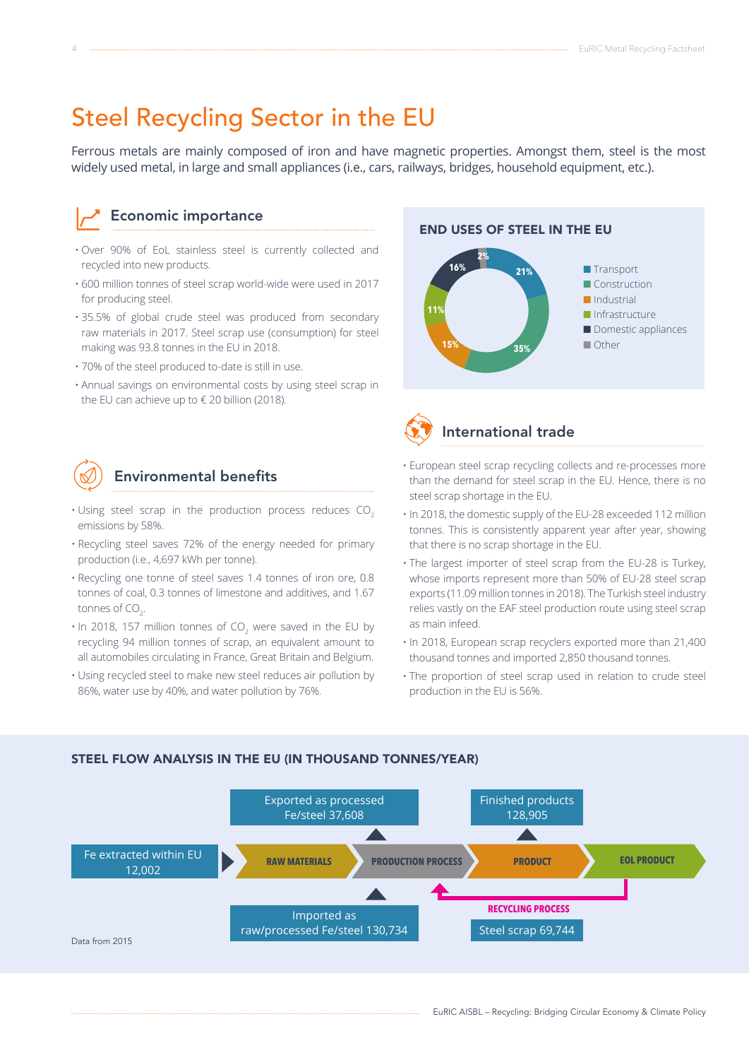# Steel Recycling Sector in the EU

Ferrous metals are mainly composed of iron and have magnetic properties. Amongst them, steel is the most widely used metal, in large and small appliances (i.e., cars, railways, bridges, household equipment, etc.).

## Economic importance

- Over 90% of EoL stainless steel is currently collected and recycled into new products.
- 600 million tonnes of steel scrap world-wide were used in 2017 for producing steel.
- 35.5% of global crude steel was produced from secondary raw materials in 2017. Steel scrap use (consumption) for steel making was 93.8 tonnes in the EU in 2018.
- 70% of the steel produced to-date is still in use.
- Annual savings on environmental costs by using steel scrap in the EU can achieve up to € 20 billion (2018).

## Environmental benefits

- Using steel scrap in the production process reduces $CO_2$ emissions by 58%.
- Recycling steel saves 72% of the energy needed for primary production (i.e., 4,697 kWh per tonne).
- Recycling one tonne of steel saves 1.4 tonnes of iron ore, 0.8 tonnes of coal, 0.3 tonnes of limestone and additives, and 1.67 tonnes of $CO_2$.
- In 2018, 157 million tonnes of $CO_2$ were saved in the EU by recycling 94 million tonnes of scrap, an equivalent amount to all automobiles circulating in France, Great Britain and Belgium.
- Using recycled steel to make new steel reduces air pollution by 86%, water use by 40%, and water pollution by 76%.

### END USES OF STEEL IN THE EU

| End use | Share |
|---|---|
| Transport | 21% |
| Construction | 35% |
| Industrial | 15% |
| Infrastructure | 11% |
| Domestic appliances | 16% |
| Other | 2% |

## International trade

- European steel scrap recycling collects and re-processes more than the demand for steel scrap in the EU. Hence, there is no steel scrap shortage in the EU.
- In 2018, the domestic supply of the EU-28 exceeded 112 million tonnes. This is consistently apparent year after year, showing that there is no scrap shortage in the EU.
- The largest importer of steel scrap from the EU-28 is Turkey, whose imports represent more than 50% of EU-28 steel scrap exports (11.09 million tonnes in 2018). The Turkish steel industry relies vastly on the EAF steel production route using steel scrap as main infeed.
- In 2018, European scrap recyclers exported more than 21,400 thousand tonnes and imported 2,850 thousand tonnes.
- The proportion of steel scrap used in relation to crude steel production in the EU is 56%.

### STEEL FLOW ANALYSIS IN THE EU (IN THOUSAND TONNES/YEAR)

Fe extracted within EU 12,002 → RAW MATERIALS → PRODUCTION PROCESS → PRODUCT → EOL PRODUCT

- Exported as processed Fe/steel 37,608
- Imported as raw/processed Fe/steel 130,734
- Finished products 128,905
- RECYCLING PROCESS: Steel scrap 69,744

Data from 2015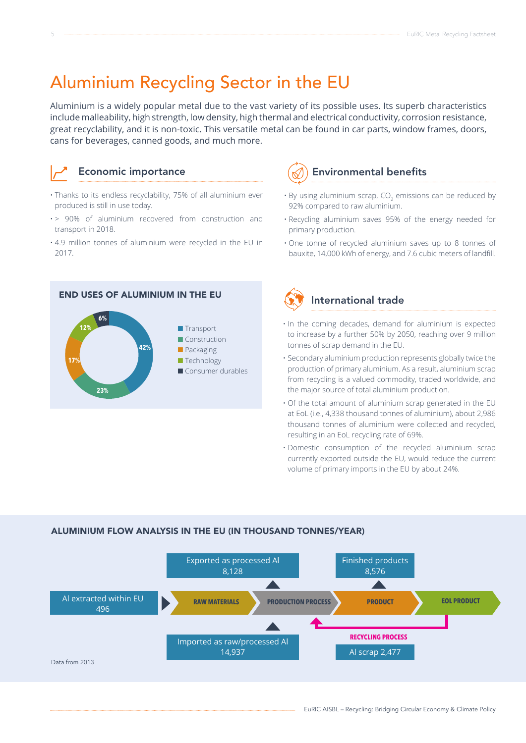# Aluminium Recycling Sector in the EU

Aluminium is a widely popular metal due to the vast variety of its possible uses. Its superb characteristics include malleability, high strength, low density, high thermal and electrical conductivity, corrosion resistance, great recyclability, and it is non-toxic. This versatile metal can be found in car parts, window frames, doors, cans for beverages, canned goods, and much more.

## Economic importance

- Thanks to its endless recyclability, 75% of all aluminium ever produced is still in use today.
- > 90% of aluminium recovered from construction and transport in 2018.
- 4.9 million tonnes of aluminium were recycled in the EU in 2017.

## Environmental benefits

- By using aluminium scrap, $CO_2$ emissions can be reduced by 92% compared to raw aluminium.
- Recycling aluminium saves 95% of the energy needed for primary production.
- One tonne of recycled aluminium saves up to 8 tonnes of bauxite, 14,000 kWh of energy, and 7.6 cubic meters of landfill.

### END USES OF ALUMINIUM IN THE EU

| End use | Share |
|---|---|
| Transport | 42% |
| Construction | 23% |
| Packaging | 17% |
| Technology | 12% |
| Consumer durables | 6% |

## International trade

- In the coming decades, demand for aluminium is expected to increase by a further 50% by 2050, reaching over 9 million tonnes of scrap demand in the EU.
- Secondary aluminium production represents globally twice the production of primary aluminium. As a result, aluminium scrap from recycling is a valued commodity, traded worldwide, and the major source of total aluminium production.
- Of the total amount of aluminium scrap generated in the EU at EoL (i.e., 4,338 thousand tonnes of aluminium), about 2,986 thousand tonnes of aluminium were collected and recycled, resulting in an EoL recycling rate of 69%.
- Domestic consumption of the recycled aluminium scrap currently exported outside the EU, would reduce the current volume of primary imports in the EU by about 24%.

### ALUMINIUM FLOW ANALYSIS IN THE EU (IN THOUSAND TONNES/YEAR)

Al extracted within EU 496 → RAW MATERIALS → PRODUCTION PROCESS → PRODUCT → EOL PRODUCT

- Exported as processed Al: 8,128
- Imported as raw/processed Al: 14,937
- Finished products: 8,576
- RECYCLING PROCESS (EOL PRODUCT → PRODUCTION PROCESS): Al scrap 2,477

Data from 2013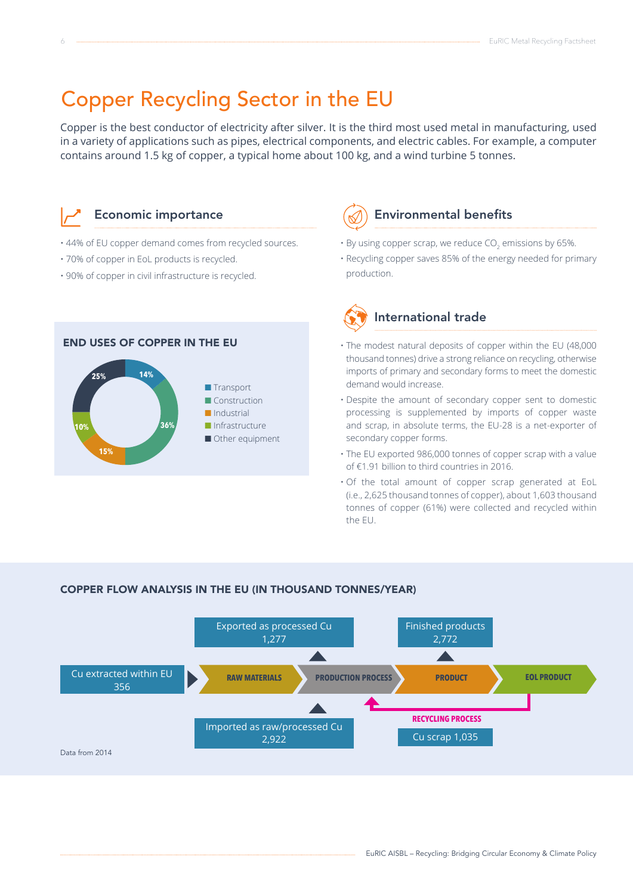# Copper Recycling Sector in the EU

Copper is the best conductor of electricity after silver. It is the third most used metal in manufacturing, used in a variety of applications such as pipes, electrical components, and electric cables. For example, a computer contains around 1.5 kg of copper, a typical home about 100 kg, and a wind turbine 5 tonnes.

## Economic importance

- 44% of EU copper demand comes from recycled sources.
- 70% of copper in EoL products is recycled.
- 90% of copper in civil infrastructure is recycled.

### END USES OF COPPER IN THE EU

| End use | Share |
|---|---|
| Transport | 14% |
| Construction | 36% |
| Industrial | 15% |
| Infrastructure | 10% |
| Other equipment | 25% |

## Environmental benefits

- By using copper scrap, we reduce $CO_2$ emissions by 65%.
- Recycling copper saves 85% of the energy needed for primary production.

## International trade

- The modest natural deposits of copper within the EU (48,000 thousand tonnes) drive a strong reliance on recycling, otherwise imports of primary and secondary forms to meet the domestic demand would increase.
- Despite the amount of secondary copper sent to domestic processing is supplemented by imports of copper waste and scrap, in absolute terms, the EU-28 is a net-exporter of secondary copper forms.
- The EU exported 986,000 tonnes of copper scrap with a value of €1.91 billion to third countries in 2016.
- Of the total amount of copper scrap generated at EoL (i.e., 2,625 thousand tonnes of copper), about 1,603 thousand tonnes of copper (61%) were collected and recycled within the EU.

### COPPER FLOW ANALYSIS IN THE EU (IN THOUSAND TONNES/YEAR)

RAW MATERIALS → PRODUCTION PROCESS → PRODUCT → EOL PRODUCT

- Cu extracted within EU: 356 (→ Raw materials)
- Imported as raw/processed Cu: 2,922 (→ Production process)
- Exported as processed Cu: 1,277 (from Production process)
- Finished products: 2,772 (from Product)
- RECYCLING PROCESS (EoL product → Production process): Cu scrap 1,035

Data from 2014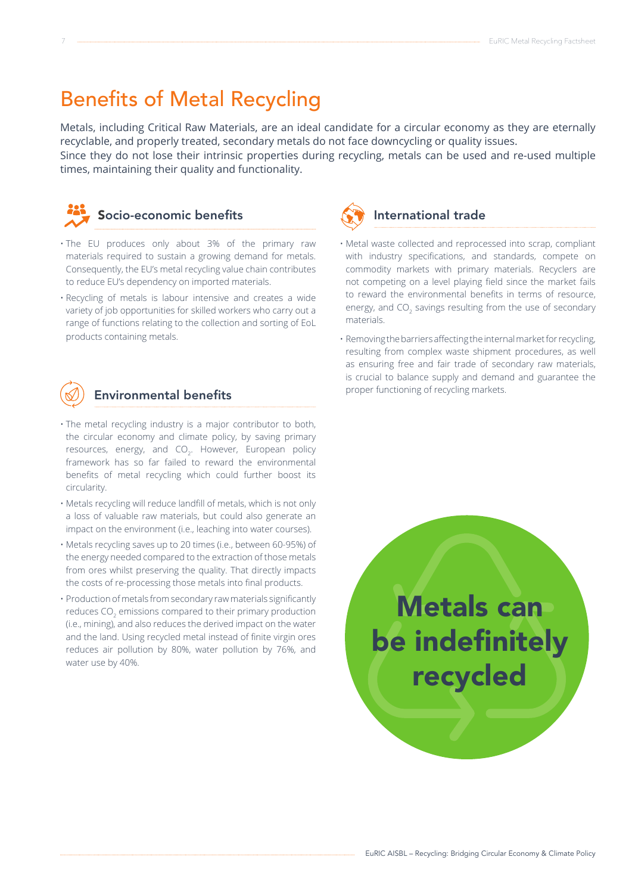# Benefits of Metal Recycling

Metals, including Critical Raw Materials, are an ideal candidate for a circular economy as they are eternally recyclable, and properly treated, secondary metals do not face downcycling or quality issues.
Since they do not lose their intrinsic properties during recycling, metals can be used and re-used multiple times, maintaining their quality and functionality.

## Socio-economic benefits

- The EU produces only about 3% of the primary raw materials required to sustain a growing demand for metals. Consequently, the EU's metal recycling value chain contributes to reduce EU's dependency on imported materials.
- Recycling of metals is labour intensive and creates a wide variety of job opportunities for skilled workers who carry out a range of functions relating to the collection and sorting of EoL products containing metals.

## Environmental benefits

- The metal recycling industry is a major contributor to both, the circular economy and climate policy, by saving primary resources, energy, and $CO_2$. However, European policy framework has so far failed to reward the environmental benefits of metal recycling which could further boost its circularity.
- Metals recycling will reduce landfill of metals, which is not only a loss of valuable raw materials, but could also generate an impact on the environment (i.e., leaching into water courses).
- Metals recycling saves up to 20 times (i.e., between 60-95%) of the energy needed compared to the extraction of those metals from ores whilst preserving the quality. That directly impacts the costs of re-processing those metals into final products.
- Production of metals from secondary raw materials significantly reduces $CO_2$ emissions compared to their primary production (i.e., mining), and also reduces the derived impact on the water and the land. Using recycled metal instead of finite virgin ores reduces air pollution by 80%, water pollution by 76%, and water use by 40%.

## International trade

- Metal waste collected and reprocessed into scrap, compliant with industry specifications, and standards, compete on commodity markets with primary materials. Recyclers are not competing on a level playing field since the market fails to reward the environmental benefits in terms of resource, energy, and $CO_2$ savings resulting from the use of secondary materials.
- Removing the barriers affecting the internal market for recycling, resulting from complex waste shipment procedures, as well as ensuring free and fair trade of secondary raw materials, is crucial to balance supply and demand and guarantee the proper functioning of recycling markets.

**Metals can be indefinitely recycled**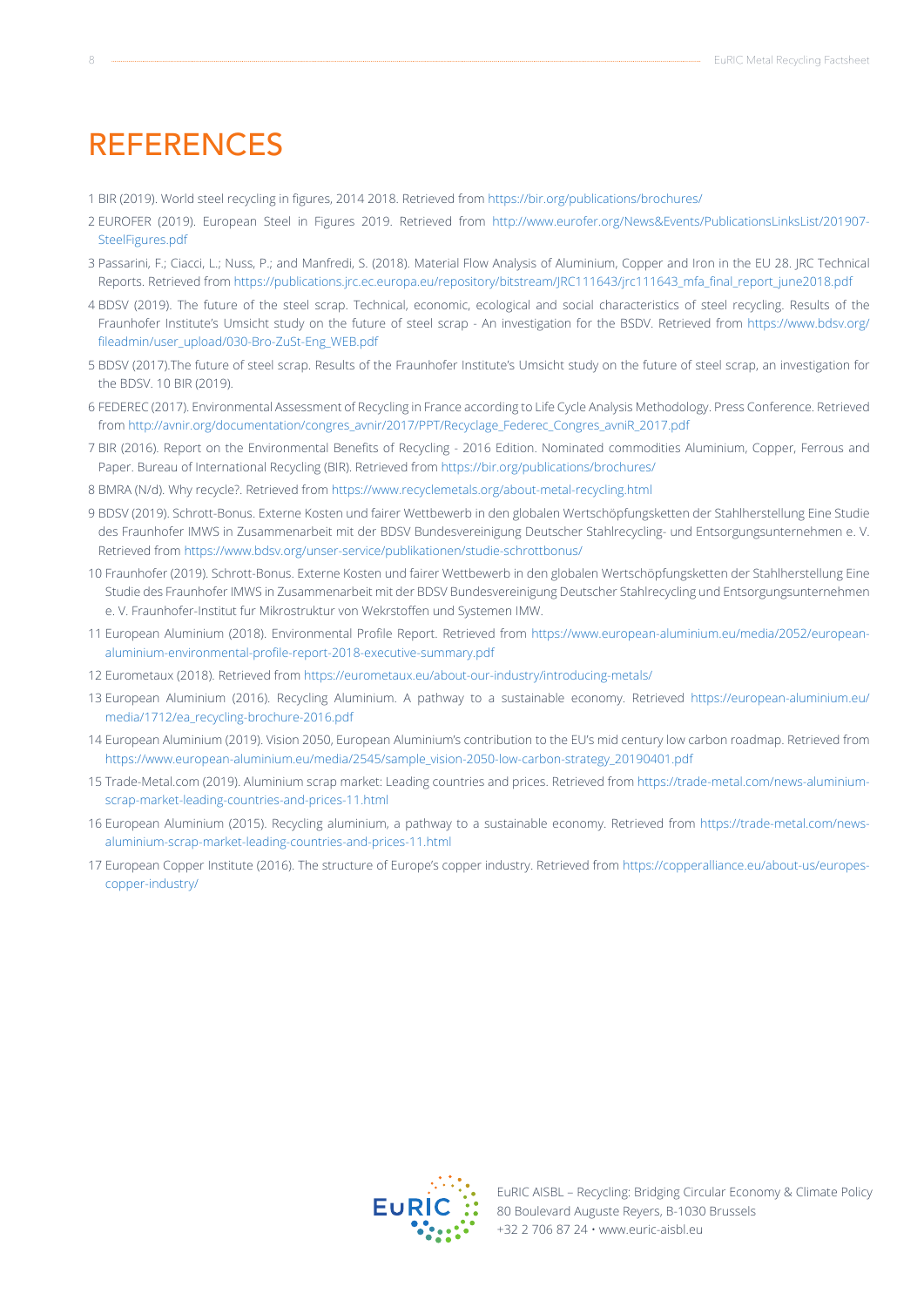# REFERENCES

1 BIR (2019). World steel recycling in figures, 2014 2018. Retrieved from https://bir.org/publications/brochures/

2 EUROFER (2019). European Steel in Figures 2019. Retrieved from http://www.eurofer.org/News&Events/PublicationsLinksList/201907-SteelFigures.pdf

3 Passarini, F.; Ciacci, L.; Nuss, P.; and Manfredi, S. (2018). Material Flow Analysis of Aluminium, Copper and Iron in the EU 28. JRC Technical Reports. Retrieved from https://publications.jrc.ec.europa.eu/repository/bitstream/JRC111643/jrc111643_mfa_final_report_june2018.pdf

4 BDSV (2019). The future of the steel scrap. Technical, economic, ecological and social characteristics of steel recycling. Results of the Fraunhofer Institute's Umsicht study on the future of steel scrap - An investigation for the BSDV. Retrieved from https://www.bdsv.org/fileadmin/user_upload/030-Bro-ZuSt-Eng_WEB.pdf

5 BDSV (2017).The future of steel scrap. Results of the Fraunhofer Institute's Umsicht study on the future of steel scrap, an investigation for the BDSV. 10 BIR (2019).

6 FEDEREC (2017). Environmental Assessment of Recycling in France according to Life Cycle Analysis Methodology. Press Conference. Retrieved from http://avnir.org/documentation/congres_avnir/2017/PPT/Recyclage_Federec_Congres_avniR_2017.pdf

7 BIR (2016). Report on the Environmental Benefits of Recycling - 2016 Edition. Nominated commodities Aluminium, Copper, Ferrous and Paper. Bureau of International Recycling (BIR). Retrieved from https://bir.org/publications/brochures/

8 BMRA (N/d). Why recycle?. Retrieved from https://www.recyclemetals.org/about-metal-recycling.html

9 BDSV (2019). Schrott-Bonus. Externe Kosten und fairer Wettbewerb in den globalen Wertschöpfungsketten der Stahlherstellung Eine Studie des Fraunhofer IMWS in Zusammenarbeit mit der BDSV Bundesvereinigung Deutscher Stahlrecycling- und Entsorgungsunternehmen e. V. Retrieved from https://www.bdsv.org/unser-service/publikationen/studie-schrottbonus/

10 Fraunhofer (2019). Schrott-Bonus. Externe Kosten und fairer Wettbewerb in den globalen Wertschöpfungsketten der Stahlherstellung Eine Studie des Fraunhofer IMWS in Zusammenarbeit mit der BDSV Bundesvereinigung Deutscher Stahlrecycling und Entsorgungsunternehmen e. V. Fraunhofer-Institut fur Mikrostruktur von Wekrstoffen und Systemen IMW.

11 European Aluminium (2018). Environmental Profile Report. Retrieved from https://www.european-aluminium.eu/media/2052/european-aluminium-environmental-profile-report-2018-executive-summary.pdf

12 Eurometaux (2018). Retrieved from https://eurometaux.eu/about-our-industry/introducing-metals/

13 European Aluminium (2016). Recycling Aluminium. A pathway to a sustainable economy. Retrieved https://european-aluminium.eu/media/1712/ea_recycling-brochure-2016.pdf

14 European Aluminium (2019). Vision 2050, European Aluminium's contribution to the EU's mid century low carbon roadmap. Retrieved from https://www.european-aluminium.eu/media/2545/sample_vision-2050-low-carbon-strategy_20190401.pdf

15 Trade-Metal.com (2019). Aluminium scrap market: Leading countries and prices. Retrieved from https://trade-metal.com/news-aluminium-scrap-market-leading-countries-and-prices-11.html

16 European Aluminium (2015). Recycling aluminium, a pathway to a sustainable economy. Retrieved from https://trade-metal.com/news-aluminium-scrap-market-leading-countries-and-prices-11.html

17 European Copper Institute (2016). The structure of Europe's copper industry. Retrieved from https://copperalliance.eu/about-us/europes-copper-industry/

EuRIC AISBL – Recycling: Bridging Circular Economy & Climate Policy
80 Boulevard Auguste Reyers, B-1030 Brussels
+32 2 706 87 24 • www.euric-aisbl.eu